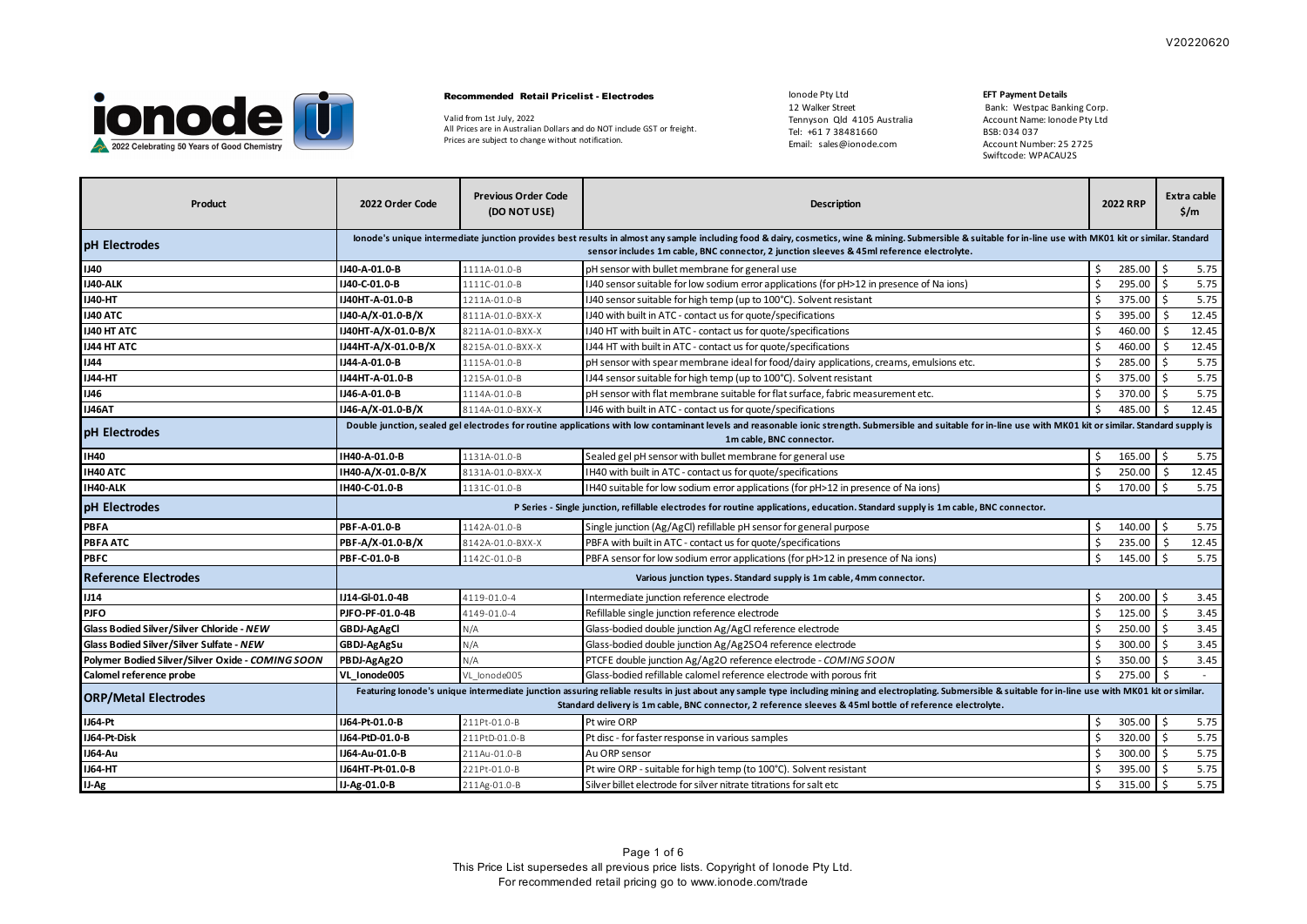V20220620

**Recommended Retail Pricelist - Electrodes**

Valid from 1st July, 2022
All Prices are in Australian Dollars and do NOT include GST or freight.
Prices are subject to change without notification.

Ionode Pty Ltd
12 Walker Street
Tennyson Qld 4105 Australia
Tel: +61 7 38481660
Email: sales@ionode.com

**EFT Payment Details**
Bank: Westpac Banking Corp.
Account Name: Ionode Pty Ltd
BSB: 034 037
Account Number: 25 2725
Swiftcode: WPACAU2S

| Product | 2022 Order Code | Previous Order Code (DO NOT USE) | Description | 2022 RRP | Extra cable $/m |
|---|---|---|---|---|---|
| **pH Electrodes** | **Ionode's unique intermediate junction provides best results in almost any sample including food & dairy, cosmetics, wine & mining. Submersible & suitable for in-line use with MK01 kit or similar. Standard sensor includes 1m cable, BNC connector, 2 junction sleeves & 45ml reference electrolyte.** | | | | |
| **IJ40** | **IJ40-A-01.0-B** | 1111A-01.0-B | pH sensor with bullet membrane for general use | $ 285.00 | $ 5.75 |
| **IJ40-ALK** | **IJ40-C-01.0-B** | 1111C-01.0-B | IJ40 sensor suitable for low sodium error applications (for pH>12 in presence of Na ions) | $ 295.00 | $ 5.75 |
| **IJ40-HT** | **IJ40HT-A-01.0-B** | 1211A-01.0-B | IJ40 sensor suitable for high temp (up to 100°C). Solvent resistant | $ 375.00 | $ 5.75 |
| **IJ40 ATC** | **IJ40-A/X-01.0-B/X** | 8111A-01.0-BXX-X | IJ40 with built in ATC - contact us for quote/specifications | $ 395.00 | $ 12.45 |
| **IJ40 HT ATC** | **IJ40HT-A/X-01.0-B/X** | 8211A-01.0-BXX-X | IJ40 HT with built in ATC - contact us for quote/specifications | $ 460.00 | $ 12.45 |
| **IJ44 HT ATC** | **IJ44HT-A/X-01.0-B/X** | 8215A-01.0-BXX-X | IJ44 HT with built in ATC - contact us for quote/specifications | $ 460.00 | $ 12.45 |
| **IJ44** | **IJ44-A-01.0-B** | 1115A-01.0-B | pH sensor with spear membrane ideal for food/dairy applications, creams, emulsions etc. | $ 285.00 | $ 5.75 |
| **IJ44-HT** | **IJ44HT-A-01.0-B** | 1215A-01.0-B | IJ44 sensor suitable for high temp (up to 100°C). Solvent resistant | $ 375.00 | $ 5.75 |
| **IJ46** | **IJ46-A-01.0-B** | 1114A-01.0-B | pH sensor with flat membrane suitable for flat surface, fabric measurement etc. | $ 370.00 | $ 5.75 |
| **IJ46AT** | **IJ46-A/X-01.0-B/X** | 8114A-01.0-BXX-X | IJ46 with built in ATC - contact us for quote/specifications | $ 485.00 | $ 12.45 |
| **pH Electrodes** | **Double junction, sealed gel electrodes for routine applications with low contaminant levels and reasonable ionic strength. Submersible and suitable for in-line use with MK01 kit or similar. Standard supply is 1m cable, BNC connector.** | | | | |
| **IH40** | **IH40-A-01.0-B** | 1131A-01.0-B | Sealed gel pH sensor with bullet membrane for general use | $ 165.00 | $ 5.75 |
| **IH40 ATC** | **IH40-A/X-01.0-B/X** | 8131A-01.0-BXX-X | IH40 with built in ATC - contact us for quote/specifications | $ 250.00 | $ 12.45 |
| **IH40-ALK** | **IH40-C-01.0-B** | 1131C-01.0-B | IH40 suitable for low sodium error applications (for pH>12 in presence of Na ions) | $ 170.00 | $ 5.75 |
| **pH Electrodes** | **P Series - Single junction, refillable electrodes for routine applications, education. Standard supply is 1m cable, BNC connector.** | | | | |
| **PBFA** | **PBF-A-01.0-B** | 1142A-01.0-B | Single junction (Ag/AgCl) refillable pH sensor for general purpose | $ 140.00 | $ 5.75 |
| **PBFA ATC** | **PBF-A/X-01.0-B/X** | 8142A-01.0-BXX-X | PBFA with built in ATC - contact us for quote/specifications | $ 235.00 | $ 12.45 |
| **PBFC** | **PBF-C-01.0-B** | 1142C-01.0-B | PBFA sensor for low sodium error applications (for pH>12 in presence of Na ions) | $ 145.00 | $ 5.75 |
| **Reference Electrodes** | **Various junction types. Standard supply is 1m cable, 4mm connector.** | | | | |
| **IJ14** | **IJ14-GI-01.0-4B** | 4119-01.0-4 | Intermediate junction reference electrode | $ 200.00 | $ 3.45 |
| **PJFO** | **PJFO-PF-01.0-4B** | 4149-01.0-4 | Refillable single junction reference electrode | $ 125.00 | $ 3.45 |
| **Glass Bodied Silver/Silver Chloride - *NEW*** | **GBDJ-AgAgCl** | N/A | Glass-bodied double junction Ag/AgCl reference electrode | $ 250.00 | $ 3.45 |
| **Glass Bodied Silver/Silver Sulfate - *NEW*** | **GBDJ-AgAgSu** | N/A | Glass-bodied double junction Ag/Ag2SO4 reference electrode | $ 300.00 | $ 3.45 |
| **Polymer Bodied Silver/Silver Oxide - *COMING SOON*** | **PBDJ-AgAg2O** | N/A | PTCFE double junction Ag/Ag2O reference electrode - *COMING SOON* | $ 350.00 | $ 3.45 |
| **Calomel reference probe** | **VL_Ionode005** | VL_Ionode005 | Glass-bodied refillable calomel reference electrode with porous frit | $ 275.00 | $ - |
| **ORP/Metal Electrodes** | **Featuring Ionode's unique intermediate junction assuring reliable results in just about any sample type including mining and electroplating. Submersible & suitable for in-line use with MK01 kit or similar. Standard delivery is 1m cable, BNC connector, 2 reference sleeves & 45ml bottle of reference electrolyte.** | | | | |
| **IJ64-Pt** | **IJ64-Pt-01.0-B** | 211Pt-01.0-B | Pt wire ORP | $ 305.00 | $ 5.75 |
| **IJ64-Pt-Disk** | **IJ64-PtD-01.0-B** | 211PtD-01.0-B | Pt disc - for faster response in various samples | $ 320.00 | $ 5.75 |
| **IJ64-Au** | **IJ64-Au-01.0-B** | 211Au-01.0-B | Au ORP sensor | $ 300.00 | $ 5.75 |
| **IJ64-HT** | **IJ64HT-Pt-01.0-B** | 221Pt-01.0-B | Pt wire ORP - suitable for high temp (to 100°C). Solvent resistant | $ 395.00 | $ 5.75 |
| **IJ-Ag** | **IJ-Ag-01.0-B** | 211Ag-01.0-B | Silver billet electrode for silver nitrate titrations for salt etc | $ 315.00 | $ 5.75 |

This Price List supersedes all previous price lists. Copyright of Ionode Pty Ltd.
For recommended retail pricing go to www.ionode.com/trade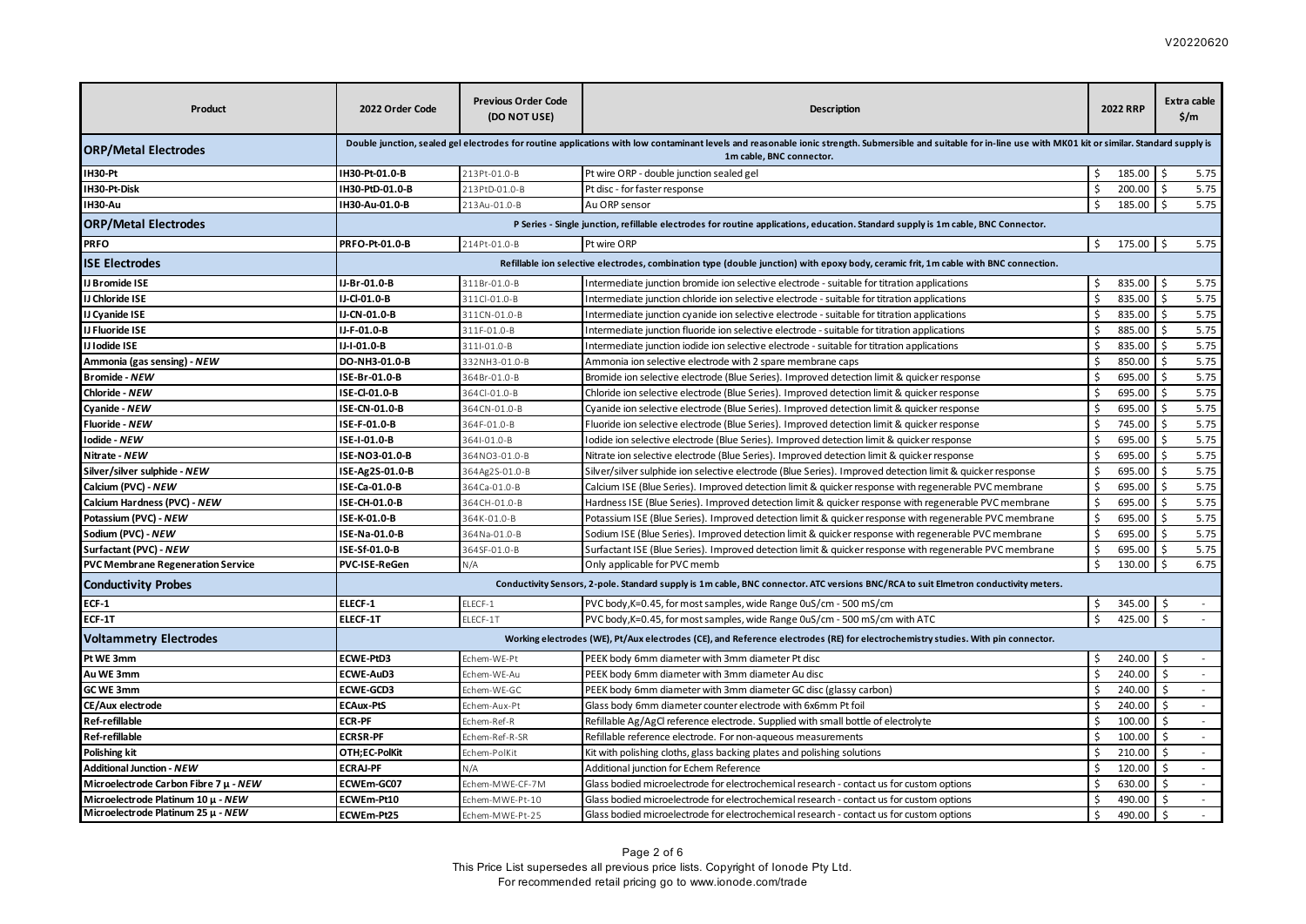| Product | 2022 Order Code | Previous Order Code (DO NOT USE) | Description | 2022 RRP | Extra cable $/m |
|---|---|---|---|---|---|
| **ORP/Metal Electrodes** | **Double junction, sealed gel electrodes for routine applications with low contaminant levels and reasonable ionic strength. Submersible and suitable for in-line use with MK01 kit or similar. Standard supply is 1m cable, BNC connector.** | | | | |
| **IH30-Pt** | **IH30-Pt-01.0-B** | 213Pt-01.0-B | Pt wire ORP - double junction sealed gel | $ 185.00 | $ 5.75 |
| **IH30-Pt-Disk** | **IH30-PtD-01.0-B** | 213PtD-01.0-B | Pt disc - for faster response | $ 200.00 | $ 5.75 |
| **IH30-Au** | **IH30-Au-01.0-B** | 213Au-01.0-B | Au ORP sensor | $ 185.00 | $ 5.75 |
| **ORP/Metal Electrodes** | **P Series - Single junction, refillable electrodes for routine applications, education. Standard supply is 1m cable, BNC Connector.** | | | | |
| **PRFO** | **PRFO-Pt-01.0-B** | 214Pt-01.0-B | Pt wire ORP | $ 175.00 | $ 5.75 |
| **ISE Electrodes** | **Refillable ion selective electrodes, combination type (double junction) with epoxy body, ceramic frit, 1m cable with BNC connection.** | | | | |
| **IJ Bromide ISE** | **IJ-Br-01.0-B** | 311Br-01.0-B | Intermediate junction bromide ion selective electrode - suitable for titration applications | $ 835.00 | $ 5.75 |
| **IJ Chloride ISE** | **IJ-Cl-01.0-B** | 311Cl-01.0-B | Intermediate junction chloride ion selective electrode - suitable for titration applications | $ 835.00 | $ 5.75 |
| **IJ Cyanide ISE** | **IJ-CN-01.0-B** | 311CN-01.0-B | Intermediate junction cyanide ion selective electrode - suitable for titration applications | $ 835.00 | $ 5.75 |
| **IJ Fluoride ISE** | **IJ-F-01.0-B** | 311F-01.0-B | Intermediate junction fluoride ion selective electrode - suitable for titration applications | $ 885.00 | $ 5.75 |
| **IJ Iodide ISE** | **IJ-I-01.0-B** | 311I-01.0-B | Intermediate junction iodide ion selective electrode - suitable for titration applications | $ 835.00 | $ 5.75 |
| **Ammonia (gas sensing) - *NEW*** | **DO-NH3-01.0-B** | 332NH3-01.0-B | Ammonia ion selective electrode with 2 spare membrane caps | $ 850.00 | $ 5.75 |
| **Bromide - *NEW*** | **ISE-Br-01.0-B** | 364Br-01.0-B | Bromide ion selective electrode (Blue Series). Improved detection limit & quicker response | $ 695.00 | $ 5.75 |
| **Chloride - *NEW*** | **ISE-Cl-01.0-B** | 364Cl-01.0-B | Chloride ion selective electrode (Blue Series). Improved detection limit & quicker response | $ 695.00 | $ 5.75 |
| **Cyanide - *NEW*** | **ISE-CN-01.0-B** | 364CN-01.0-B | Cyanide ion selective electrode (Blue Series). Improved detection limit & quicker response | $ 695.00 | $ 5.75 |
| **Fluoride - *NEW*** | **ISE-F-01.0-B** | 364F-01.0-B | Fluoride ion selective electrode (Blue Series). Improved detection limit & quicker response | $ 745.00 | $ 5.75 |
| **Iodide - *NEW*** | **ISE-I-01.0-B** | 364I-01.0-B | Iodide ion selective electrode (Blue Series). Improved detection limit & quicker response | $ 695.00 | $ 5.75 |
| **Nitrate - *NEW*** | **ISE-NO3-01.0-B** | 364NO3-01.0-B | Nitrate ion selective electrode (Blue Series). Improved detection limit & quicker response | $ 695.00 | $ 5.75 |
| **Silver/silver sulphide - *NEW*** | **ISE-Ag2S-01.0-B** | 364Ag2S-01.0-B | Silver/silver sulphide ion selective electrode (Blue Series). Improved detection limit & quicker response | $ 695.00 | $ 5.75 |
| **Calcium (PVC) - *NEW*** | **ISE-Ca-01.0-B** | 364Ca-01.0-B | Calcium ISE (Blue Series). Improved detection limit & quicker response with regenerable PVC membrane | $ 695.00 | $ 5.75 |
| **Calcium Hardness (PVC) - *NEW*** | **ISE-CH-01.0-B** | 364CH-01.0-B | Hardness ISE (Blue Series). Improved detection limit & quicker response with regenerable PVC membrane | $ 695.00 | $ 5.75 |
| **Potassium (PVC) - *NEW*** | **ISE-K-01.0-B** | 364K-01.0-B | Potassium ISE (Blue Series). Improved detection limit & quicker response with regenerable PVC membrane | $ 695.00 | $ 5.75 |
| **Sodium (PVC) - *NEW*** | **ISE-Na-01.0-B** | 364Na-01.0-B | Sodium ISE (Blue Series). Improved detection limit & quicker response with regenerable PVC membrane | $ 695.00 | $ 5.75 |
| **Surfactant (PVC) - *NEW*** | **ISE-Sf-01.0-B** | 364SF-01.0-B | Surfactant ISE (Blue Series). Improved detection limit & quicker response with regenerable PVC membrane | $ 695.00 | $ 5.75 |
| **PVC Membrane Regeneration Service** | **PVC-ISE-ReGen** | N/A | Only applicable for PVC memb | $ 130.00 | $ 6.75 |
| **Conductivity Probes** | **Conductivity Sensors, 2-pole. Standard supply is 1m cable, BNC connector. ATC versions BNC/RCA to suit Elmetron conductivity meters.** | | | | |
| **ECF-1** | **ELECF-1** | ELECF-1 | PVC body, K=0.45, for most samples, wide Range 0uS/cm - 500 mS/cm | $ 345.00 | $ - |
| **ECF-1T** | **ELECF-1T** | ELECF-1T | PVC body, K=0.45, for most samples, wide Range 0uS/cm - 500 mS/cm with ATC | $ 425.00 | $ - |
| **Voltammetry Electrodes** | **Working electrodes (WE), Pt/Aux electrodes (CE), and Reference electrodes (RE) for electrochemistry studies. With pin connector.** | | | | |
| **Pt WE 3mm** | **ECWE-PtD3** | Echem-WE-Pt | PEEK body 6mm diameter with 3mm diameter Pt disc | $ 240.00 | $ - |
| **Au WE 3mm** | **ECWE-AuD3** | Echem-WE-Au | PEEK body 6mm diameter with 3mm diameter Au disc | $ 240.00 | $ - |
| **GC WE 3mm** | **ECWE-GCD3** | Echem-WE-GC | PEEK body 6mm diameter with 3mm diameter GC disc (glassy carbon) | $ 240.00 | $ - |
| **CE/Aux electrode** | **ECAux-PtS** | Echem-Aux-Pt | Glass body 6mm diameter counter electrode with 6x6mm Pt foil | $ 240.00 | $ - |
| **Ref-refillable** | **ECR-PF** | Echem-Ref-R | Refillable Ag/AgCl reference electrode. Supplied with small bottle of electrolyte | $ 100.00 | $ - |
| **Ref-refillable** | **ECRSR-PF** | Echem-Ref-R-SR | Refillable reference electrode. For non-aqueous measurements | $ 100.00 | $ - |
| **Polishing kit** | **OTH;EC-PolKit** | Echem-PolKit | Kit with polishing cloths, glass backing plates and polishing solutions | $ 210.00 | $ - |
| **Additional Junction - *NEW*** | **ECRAJ-PF** | N/A | Additional junction for Echem Reference | $ 120.00 | $ - |
| **Microelectrode Carbon Fibre 7 µ - *NEW*** | **ECWEm-GC07** | Echem-MWE-CF-7M | Glass bodied microelectrode for electrochemical research - contact us for custom options | $ 630.00 | $ - |
| **Microelectrode Platinum 10 µ - *NEW*** | **ECWEm-Pt10** | Echem-MWE-Pt-10 | Glass bodied microelectrode for electrochemical research - contact us for custom options | $ 490.00 | $ - |
| **Microelectrode Platinum 25 µ - *NEW*** | **ECWEm-Pt25** | Echem-MWE-Pt-25 | Glass bodied microelectrode for electrochemical research - contact us for custom options | $ 490.00 | $ - |

This Price List supersedes all previous price lists. Copyright of Ionode Pty Ltd.
For recommended retail pricing go to www.ionode.com/trade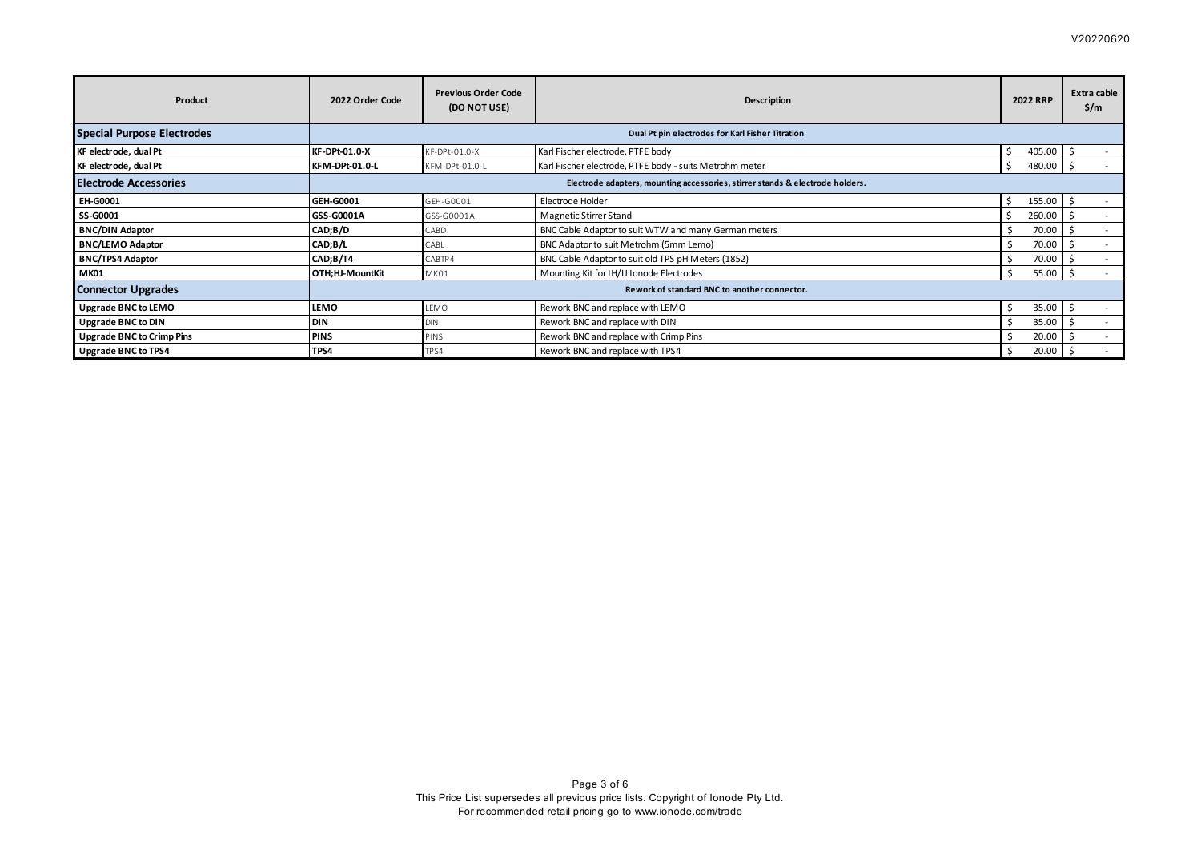| Product | 2022 Order Code | Previous Order Code (DO NOT USE) | Description | 2022 RRP | Extra cable $/m |
|---|---|---|---|---|---|
| **Special Purpose Electrodes** | Dual Pt pin electrodes for Karl Fisher Titration | | | | |
| KF electrode, dual Pt | KF-DPt-01.0-X | KF-DPt-01.0-X | Karl Fischer electrode, PTFE body | $ 405.00 | $ - |
| KF electrode, dual Pt | KFM-DPt-01.0-L | KFM-DPt-01.0-L | Karl Fischer electrode, PTFE body - suits Metrohm meter | $ 480.00 | $ - |
| **Electrode Accessories** | Electrode adapters, mounting accessories, stirrer stands & electrode holders. | | | | |
| EH-G0001 | GEH-G0001 | GEH-G0001 | Electrode Holder | $ 155.00 | $ - |
| SS-G0001 | GSS-G0001A | GSS-G0001A | Magnetic Stirrer Stand | $ 260.00 | $ - |
| BNC/DIN Adaptor | CAD;B/D | CABD | BNC Cable Adaptor to suit WTW and many German meters | $ 70.00 | $ - |
| BNC/LEMO Adaptor | CAD;B/L | CABL | BNC Adaptor to suit Metrohm (5mm Lemo) | $ 70.00 | $ - |
| BNC/TPS4 Adaptor | CAD;B/T4 | CABTP4 | BNC Cable Adaptor to suit old TPS pH Meters (1852) | $ 70.00 | $ - |
| MK01 | OTH;HJ-MountKit | MK01 | Mounting Kit for IH/IJ Ionode Electrodes | $ 55.00 | $ - |
| **Connector Upgrades** | Rework of standard BNC to another connector. | | | | |
| Upgrade BNC to LEMO | LEMO | LEMO | Rework BNC and replace with LEMO | $ 35.00 | $ - |
| Upgrade BNC to DIN | DIN | DIN | Rework BNC and replace with DIN | $ 35.00 | $ - |
| Upgrade BNC to Crimp Pins | PINS | PINS | Rework BNC and replace with Crimp Pins | $ 20.00 | $ - |
| Upgrade BNC to TPS4 | TPS4 | TPS4 | Rework BNC and replace with TPS4 | $ 20.00 | $ - |

This Price List supersedes all previous price lists. Copyright of Ionode Pty Ltd.
For recommended retail pricing go to www.ionode.com/trade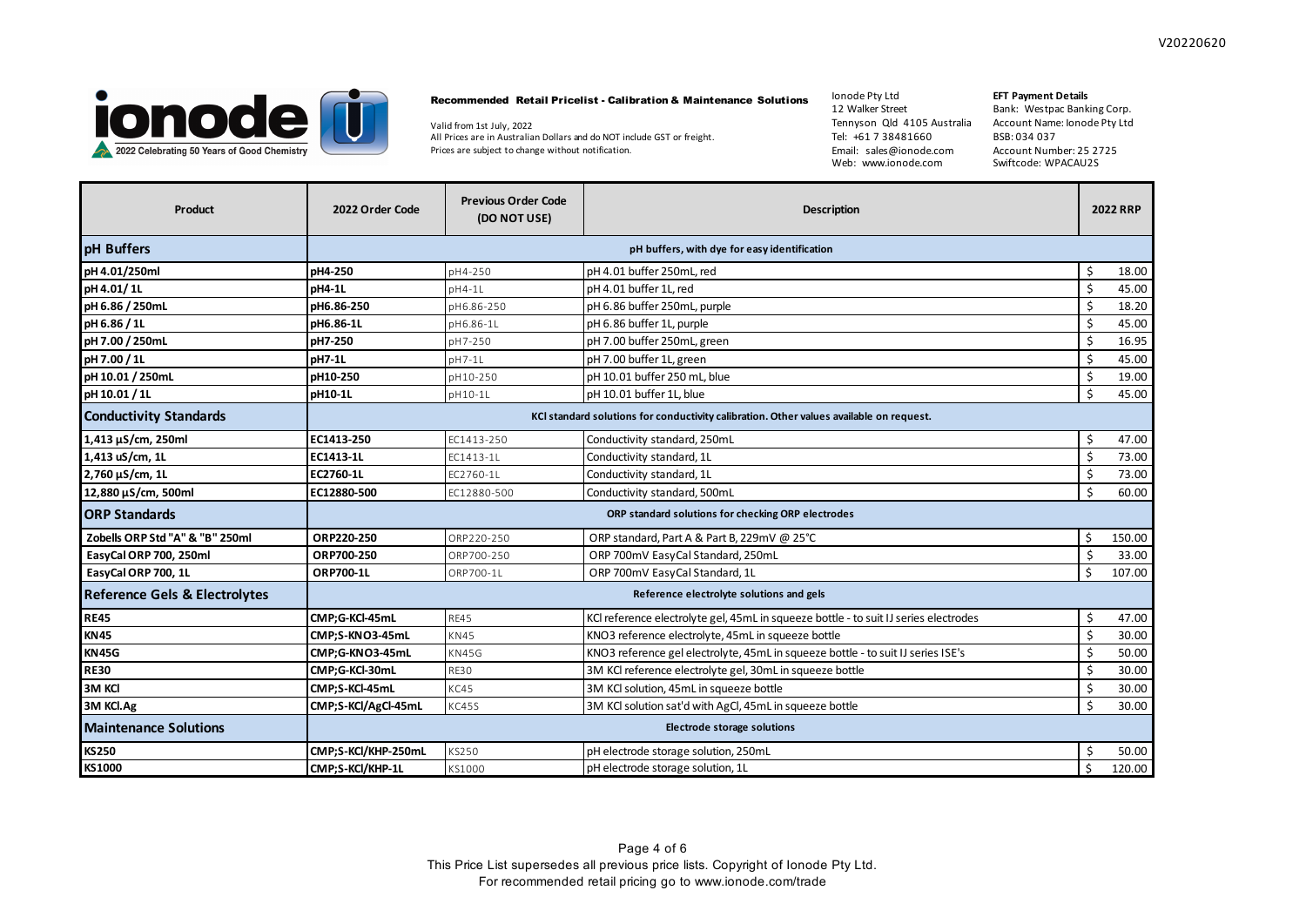V20220620

ionode
2022 Celebrating 50 Years of Good Chemistry

**Recommended Retail Pricelist - Calibration & Maintenance Solutions**

Valid from 1st July, 2022
All Prices are in Australian Dollars and do NOT include GST or freight.
Prices are subject to change without notification.

Ionode Pty Ltd
12 Walker Street
Tennyson Qld 4105 Australia
Tel: +61 7 38481660
Email: sales@ionode.com
Web: www.ionode.com

**EFT Payment Details**
Bank: Westpac Banking Corp.
Account Name: Ionode Pty Ltd
BSB: 034 037
Account Number: 25 2725
Swiftcode: WPACAU2S

| Product | 2022 Order Code | Previous Order Code (DO NOT USE) | Description | 2022 RRP |
|---|---|---|---|---|
| **pH Buffers** | | | **pH buffers, with dye for easy identification** | |
| **pH 4.01/250ml** | **pH4-250** | pH4-250 | pH 4.01 buffer 250mL, red | $ 18.00 |
| **pH 4.01/ 1L** | **pH4-1L** | pH4-1L | pH 4.01 buffer 1L, red | $ 45.00 |
| **pH 6.86 / 250mL** | **pH6.86-250** | pH6.86-250 | pH 6.86 buffer 250mL, purple | $ 18.20 |
| **pH 6.86 / 1L** | **pH6.86-1L** | pH6.86-1L | pH 6.86 buffer 1L, purple | $ 45.00 |
| **pH 7.00 / 250mL** | **pH7-250** | pH7-250 | pH 7.00 buffer 250mL, green | $ 16.95 |
| **pH 7.00 / 1L** | **pH7-1L** | pH7-1L | pH 7.00 buffer 1L, green | $ 45.00 |
| **pH 10.01 / 250mL** | **pH10-250** | pH10-250 | pH 10.01 buffer 250 mL, blue | $ 19.00 |
| **pH 10.01 / 1L** | **pH10-1L** | pH10-1L | pH 10.01 buffer 1L, blue | $ 45.00 |
| **Conductivity Standards** | | | **KCl standard solutions for conductivity calibration. Other values available on request.** | |
| **1,413 µS/cm, 250ml** | **EC1413-250** | EC1413-250 | Conductivity standard, 250mL | $ 47.00 |
| **1,413 uS/cm, 1L** | **EC1413-1L** | EC1413-1L | Conductivity standard, 1L | $ 73.00 |
| **2,760 µS/cm, 1L** | **EC2760-1L** | EC2760-1L | Conductivity standard, 1L | $ 73.00 |
| **12,880 µS/cm, 500ml** | **EC12880-500** | EC12880-500 | Conductivity standard, 500mL | $ 60.00 |
| **ORP Standards** | | | **ORP standard solutions for checking ORP electrodes** | |
| **Zobells ORP Std "A" & "B" 250ml** | **ORP220-250** | ORP220-250 | ORP standard, Part A & Part B, 229mV @ 25°C | $ 150.00 |
| **EasyCal ORP 700, 250ml** | **ORP700-250** | ORP700-250 | ORP 700mV EasyCal Standard, 250mL | $ 33.00 |
| **EasyCal ORP 700, 1L** | **ORP700-1L** | ORP700-1L | ORP 700mV EasyCal Standard, 1L | $ 107.00 |
| **Reference Gels & Electrolytes** | | | **Reference electrolyte solutions and gels** | |
| **RE45** | **CMP;G-KCl-45mL** | RE45 | KCl reference electrolyte gel, 45mL in squeeze bottle - to suit IJ series electrodes | $ 47.00 |
| **KN45** | **CMP;S-KNO3-45mL** | KN45 | KNO3 reference electrolyte, 45mL in squeeze bottle | $ 30.00 |
| **KN45G** | **CMP;G-KNO3-45mL** | KN45G | KNO3 reference gel electrolyte, 45mL in squeeze bottle - to suit IJ series ISE's | $ 50.00 |
| **RE30** | **CMP;G-KCl-30mL** | RE30 | 3M KCl reference electrolyte gel, 30mL in squeeze bottle | $ 30.00 |
| **3M KCl** | **CMP;S-KCl-45mL** | KC45 | 3M KCl solution, 45mL in squeeze bottle | $ 30.00 |
| **3M KCl.Ag** | **CMP;S-KCl/AgCl-45mL** | KC45S | 3M KCl solution sat'd with AgCl, 45mL in squeeze bottle | $ 30.00 |
| **Maintenance Solutions** | | | **Electrode storage solutions** | |
| **KS250** | **CMP;S-KCl/KHP-250mL** | KS250 | pH electrode storage solution, 250mL | $ 50.00 |
| **KS1000** | **CMP;S-KCl/KHP-1L** | KS1000 | pH electrode storage solution, 1L | $ 120.00 |

This Price List supersedes all previous price lists. Copyright of Ionode Pty Ltd.
For recommended retail pricing go to www.ionode.com/trade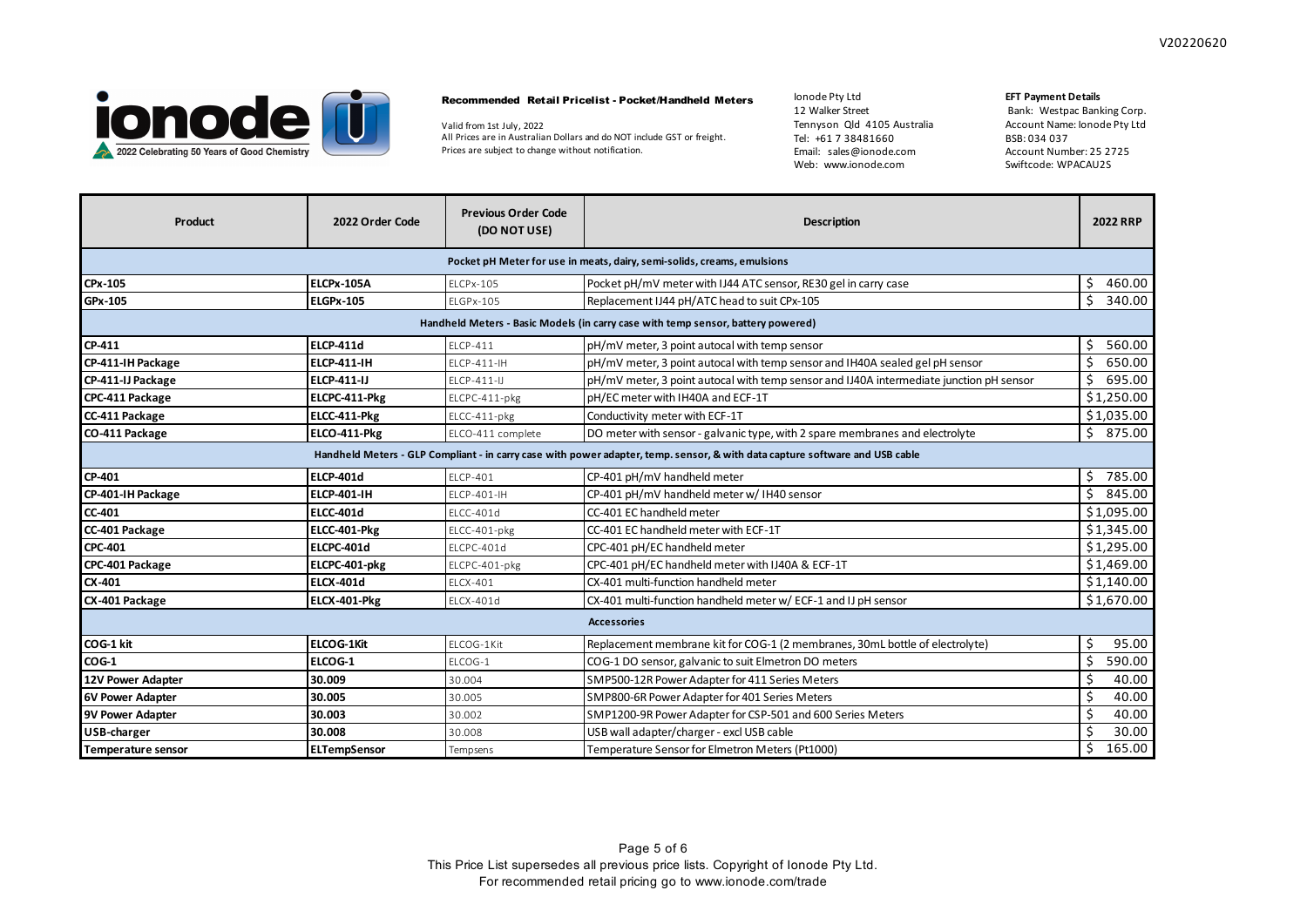V20220620

**ionode** — 2022 Celebrating 50 Years of Good Chemistry

**Recommended Retail Pricelist - Pocket/Handheld Meters**

Valid from 1st July, 2022
All Prices are in Australian Dollars and do NOT include GST or freight.
Prices are subject to change without notification.

Ionode Pty Ltd
12 Walker Street
Tennyson Qld 4105 Australia
Tel: +61 7 38481660
Email: sales@ionode.com
Web: www.ionode.com

**EFT Payment Details**
Bank: Westpac Banking Corp.
Account Name: Ionode Pty Ltd
BSB: 034 037
Account Number: 25 2725
Swiftcode: WPACAU2S

| Product | 2022 Order Code | Previous Order Code (DO NOT USE) | Description | 2022 RRP |
|---|---|---|---|---|
| **Pocket pH Meter for use in meats, dairy, semi-solids, creams, emulsions** | | | | |
| **CPx-105** | **ELCPx-105A** | ELCPx-105 | Pocket pH/mV meter with IJ44 ATC sensor, RE30 gel in carry case | $ 460.00 |
| **GPx-105** | **ELGPx-105** | ELGPx-105 | Replacement IJ44 pH/ATC head to suit CPx-105 | $ 340.00 |
| **Handheld Meters - Basic Models (in carry case with temp sensor, battery powered)** | | | | |
| **CP-411** | **ELCP-411d** | ELCP-411 | pH/mV meter, 3 point autocal with temp sensor | $ 560.00 |
| **CP-411-IH Package** | **ELCP-411-IH** | ELCP-411-IH | pH/mV meter, 3 point autocal with temp sensor and IH40A sealed gel pH sensor | $ 650.00 |
| **CP-411-IJ Package** | **ELCP-411-IJ** | ELCP-411-IJ | pH/mV meter, 3 point autocal with temp sensor and IJ40A intermediate junction pH sensor | $ 695.00 |
| **CPC-411 Package** | **ELCPC-411-Pkg** | ELCPC-411-pkg | pH/EC meter with IH40A and ECF-1T | $1,250.00 |
| **CC-411 Package** | **ELCC-411-Pkg** | ELCC-411-pkg | Conductivity meter with ECF-1T | $1,035.00 |
| **CO-411 Package** | **ELCO-411-Pkg** | ELCO-411 complete | DO meter with sensor - galvanic type, with 2 spare membranes and electrolyte | $ 875.00 |
| **Handheld Meters - GLP Compliant - in carry case with power adapter, temp. sensor, & with data capture software and USB cable** | | | | |
| **CP-401** | **ELCP-401d** | ELCP-401 | CP-401 pH/mV handheld meter | $ 785.00 |
| **CP-401-IH Package** | **ELCP-401-IH** | ELCP-401-IH | CP-401 pH/mV handheld meter w/ IH40 sensor | $ 845.00 |
| **CC-401** | **ELCC-401d** | ELCC-401d | CC-401 EC handheld meter | $1,095.00 |
| **CC-401 Package** | **ELCC-401-Pkg** | ELCC-401-pkg | CC-401 EC handheld meter with ECF-1T | $1,345.00 |
| **CPC-401** | **ELCPC-401d** | ELCPC-401d | CPC-401 pH/EC handheld meter | $1,295.00 |
| **CPC-401 Package** | **ELCPC-401-pkg** | ELCPC-401-pkg | CPC-401 pH/EC handheld meter with IJ40A & ECF-1T | $1,469.00 |
| **CX-401** | **ELCX-401d** | ELCX-401 | CX-401 multi-function handheld meter | $1,140.00 |
| **CX-401 Package** | **ELCX-401-Pkg** | ELCX-401d | CX-401 multi-function handheld meter w/ ECF-1 and IJ pH sensor | $1,670.00 |
| **Accessories** | | | | |
| **COG-1 kit** | **ELCOG-1Kit** | ELCOG-1Kit | Replacement membrane kit for COG-1 (2 membranes, 30mL bottle of electrolyte) | $ 95.00 |
| **COG-1** | **ELCOG-1** | ELCOG-1 | COG-1 DO sensor, galvanic to suit Elmetron DO meters | $ 590.00 |
| **12V Power Adapter** | **30.009** | 30.004 | SMP500-12R Power Adapter for 411 Series Meters | $ 40.00 |
| **6V Power Adapter** | **30.005** | 30.005 | SMP800-6R Power Adapter for 401 Series Meters | $ 40.00 |
| **9V Power Adapter** | **30.003** | 30.002 | SMP1200-9R Power Adapter for CSP-501 and 600 Series Meters | $ 40.00 |
| **USB-charger** | **30.008** | 30.008 | USB wall adapter/charger - excl USB cable | $ 30.00 |
| **Temperature sensor** | **ELTempSensor** | Tempsens | Temperature Sensor for Elmetron Meters (Pt1000) | $ 165.00 |

This Price List supersedes all previous price lists. Copyright of Ionode Pty Ltd.
For recommended retail pricing go to www.ionode.com/trade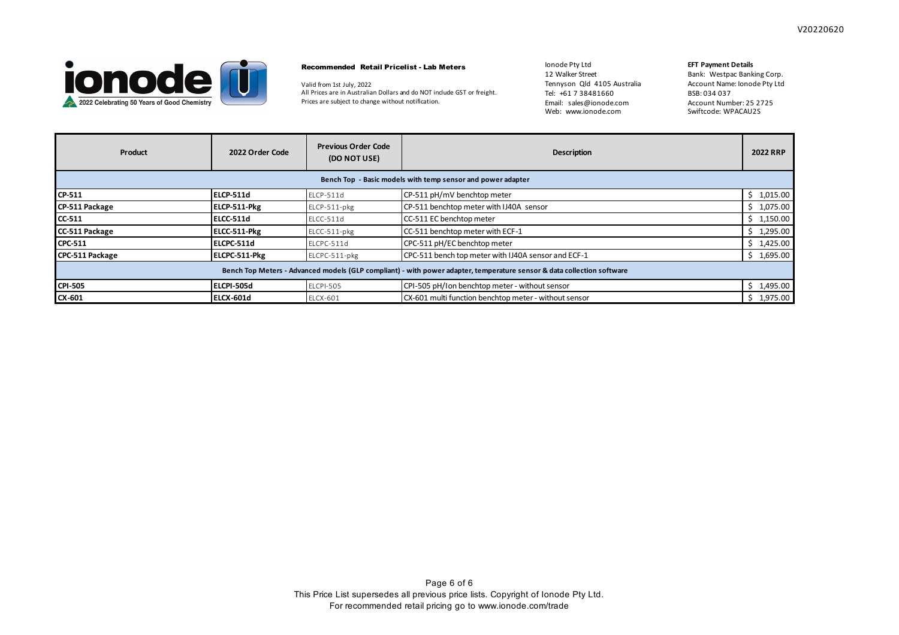V20220620

ionode — 2022 Celebrating 50 Years of Good Chemistry

**Recommended Retail Pricelist - Lab Meters**

Valid from 1st July, 2022
All Prices are in Australian Dollars and do NOT include GST or freight.
Prices are subject to change without notification.

Ionode Pty Ltd
12 Walker Street
Tennyson Qld 4105 Australia
Tel: +61 7 38481660
Email: sales@ionode.com
Web: www.ionode.com

**EFT Payment Details**
Bank: Westpac Banking Corp.
Account Name: Ionode Pty Ltd
BSB: 034 037
Account Number: 25 2725
Swiftcode: WPACAU2S

| Product | 2022 Order Code | Previous Order Code (DO NOT USE) | Description | 2022 RRP |
|---|---|---|---|---|
| **Bench Top - Basic models with temp sensor and power adapter** | | | | |
| **CP-511** | **ELCP-511d** | ELCP-511d | CP-511 pH/mV benchtop meter | $ 1,015.00 |
| **CP-511 Package** | **ELCP-511-Pkg** | ELCP-511-pkg | CP-511 benchtop meter with IJ40A sensor | $ 1,075.00 |
| **CC-511** | **ELCC-511d** | ELCC-511d | CC-511 EC benchtop meter | $ 1,150.00 |
| **CC-511 Package** | **ELCC-511-Pkg** | ELCC-511-pkg | CC-511 benchtop meter with ECF-1 | $ 1,295.00 |
| **CPC-511** | **ELCPC-511d** | ELCPC-511d | CPC-511 pH/EC benchtop meter | $ 1,425.00 |
| **CPC-511 Package** | **ELCPC-511-Pkg** | ELCPC-511-pkg | CPC-511 bench top meter with IJ40A sensor and ECF-1 | $ 1,695.00 |
| **Bench Top Meters - Advanced models (GLP compliant) - with power adapter, temperature sensor & data collection software** | | | | |
| **CPI-505** | **ELCPI-505d** | ELCPI-505 | CPI-505 pH/Ion benchtop meter - without sensor | $ 1,495.00 |
| **CX-601** | **ELCX-601d** | ELCX-601 | CX-601 multi function benchtop meter - without sensor | $ 1,975.00 |

This Price List supersedes all previous price lists. Copyright of Ionode Pty Ltd.
For recommended retail pricing go to www.ionode.com/trade